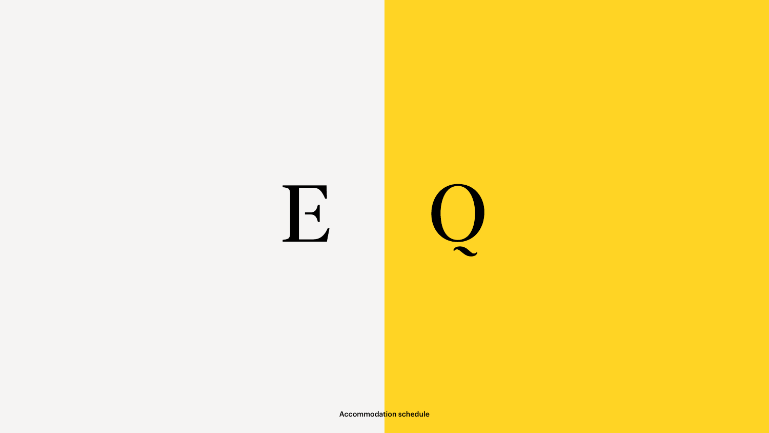# E Q

Accommodation schedule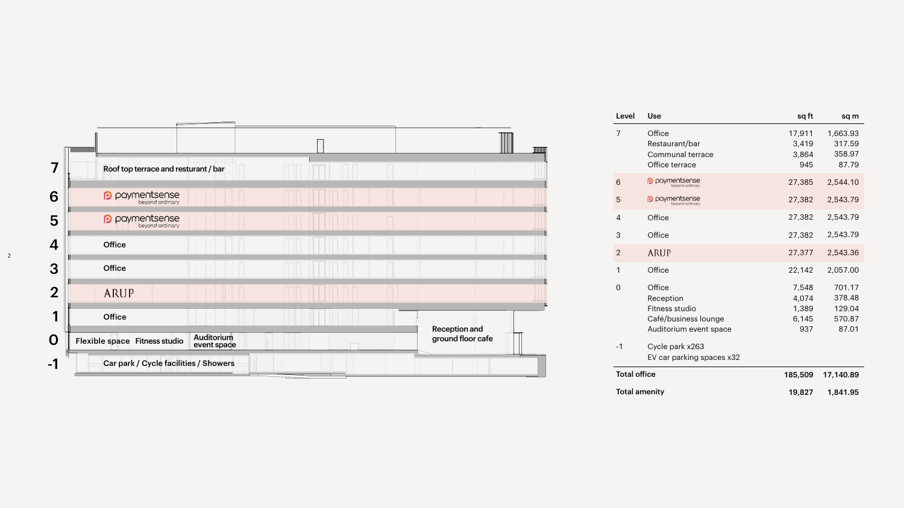| Level | Use |
| --- | --- |
| 7 | Roof top terrace and resturant / bar |
| 6 | paymentsense beyond ordinary |
| 5 | paymentsense beyond ordinary |
| 4 | Office |
| 3 | Office |
| 2 | ARUP |
| 1 | Office |
| 0 | Flexible space, Fitness studio, Auditorium event space, Reception and ground floor cafe |
| -1 | Car park / Cycle facilities / Showers |

| Level | Use | sq ft | sq m |
| --- | --- | --- | --- |
| 7 | Office | 17,911 | 1,663.93 |
| | Restaurant/bar | 3,419 | 317.59 |
| | Communal terrace | 3,864 | 358.97 |
| | Office terrace | 945 | 87.79 |
| 6 | paymentsense beyond ordinary | 27,385 | 2,544.10 |
| 5 | paymentsense beyond ordinary | 27,382 | 2,543.79 |
| 4 | Office | 27,382 | 2,543.79 |
| 3 | Office | 27,382 | 2,543.79 |
| 2 | ARUP | 27,377 | 2,543.36 |
| 1 | Office | 22,142 | 2,057.00 |
| 0 | Office | 7,548 | 701.17 |
| | Reception | 4,074 | 378.48 |
| | Fitness studio | 1,389 | 129.04 |
| | Café/business lounge | 6,145 | 570.87 |
| | Auditorium event space | 937 | 87.01 |
| -1 | Cycle park x263 | | |
| | EV car parking spaces x32 | | |
| **Total office** | | **185,509** | **17,140.89** |
| **Total amenity** | | **19,827** | **1,841.95** |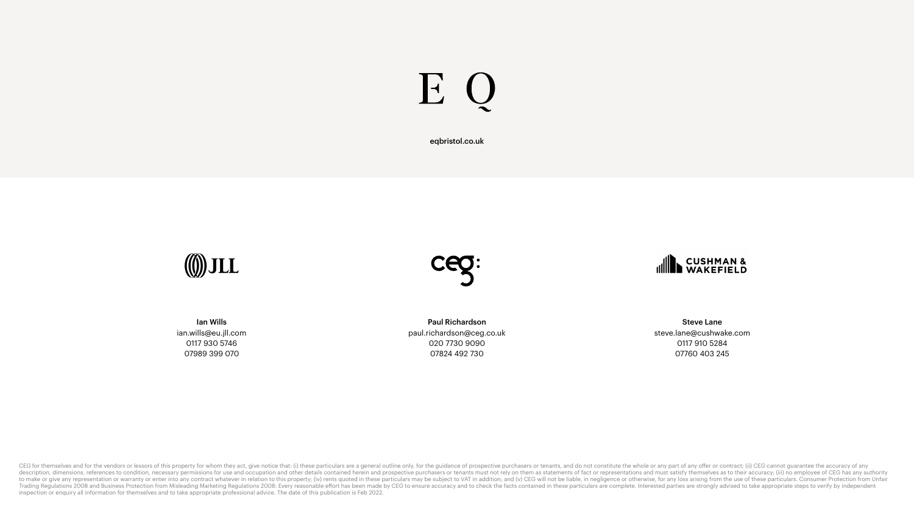# E Q

eqbristol.co.uk

JLL

**Ian Wills**
ian.wills@eu.jll.com
0117 930 5746
07989 399 070

ceg:

**Paul Richardson**
paul.richardson@ceg.co.uk
020 7730 9090
07824 492 730

CUSHMAN & WAKEFIELD

**Steve Lane**
steve.lane@cushwake.com
0117 910 5284
07760 403 245

CEG for themselves and for the vendors or lessors of this property for whom they act, give notice that: (i) these particulars are a general outline only, for the guidance of prospective purchasers or tenants, and do not constitute the whole or any part of any offer or contract; (ii) CEG cannot guarantee the accuracy of any description, dimensions, references to condition, necessary permissions for use and occupation and other details contained herein and prospective purchasers or tenants must not rely on them as statements of fact or representations and must satisfy themselves as to their accuracy; (iii) no employee of CEG has any authority to make or give any representation or warranty or enter into any contract whatever in relation to this property; (iv) rents quoted in these particulars may be subject to VAT in addition; and (v) CEG will not be liable, in negligence or otherwise, for any loss arising from the use of these particulars. Consumer Protection from Unfair Trading Regulations 2008 and Business Protection from Misleading Marketing Regulations 2008: Every reasonable effort has been made by CEG to ensure accuracy and to check the facts contained in these particulars are complete. Interested parties are strongly advised to take appropriate steps to verify by independent inspection or enquiry all information for themselves and to take appropriate professional advice. The date of this publication is Feb 2022.